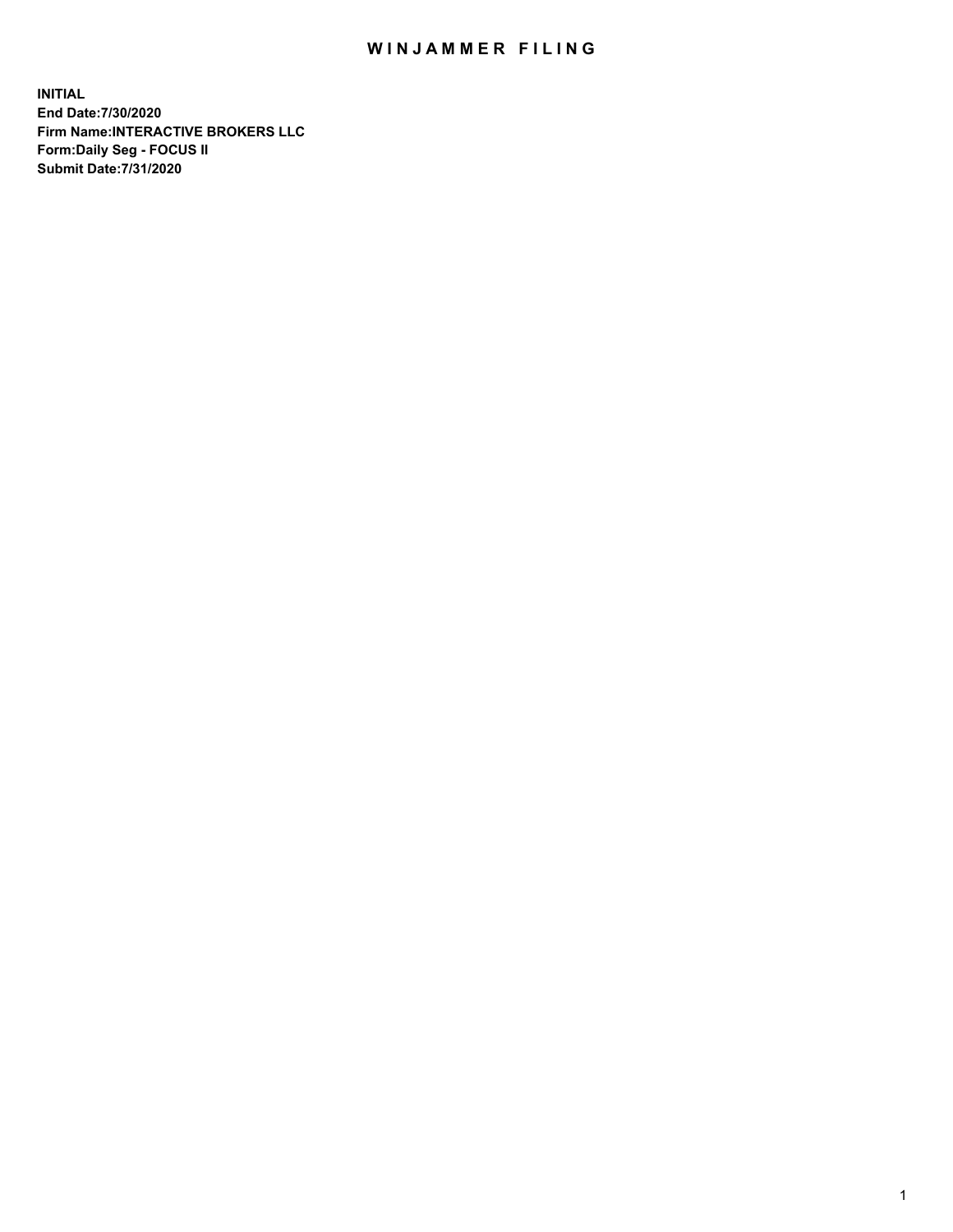# WINJAMMER FILING

**INITIAL**
**End Date:7/30/2020**
**Firm Name:INTERACTIVE BROKERS LLC**
**Form:Daily Seg - FOCUS II**
**Submit Date:7/31/2020**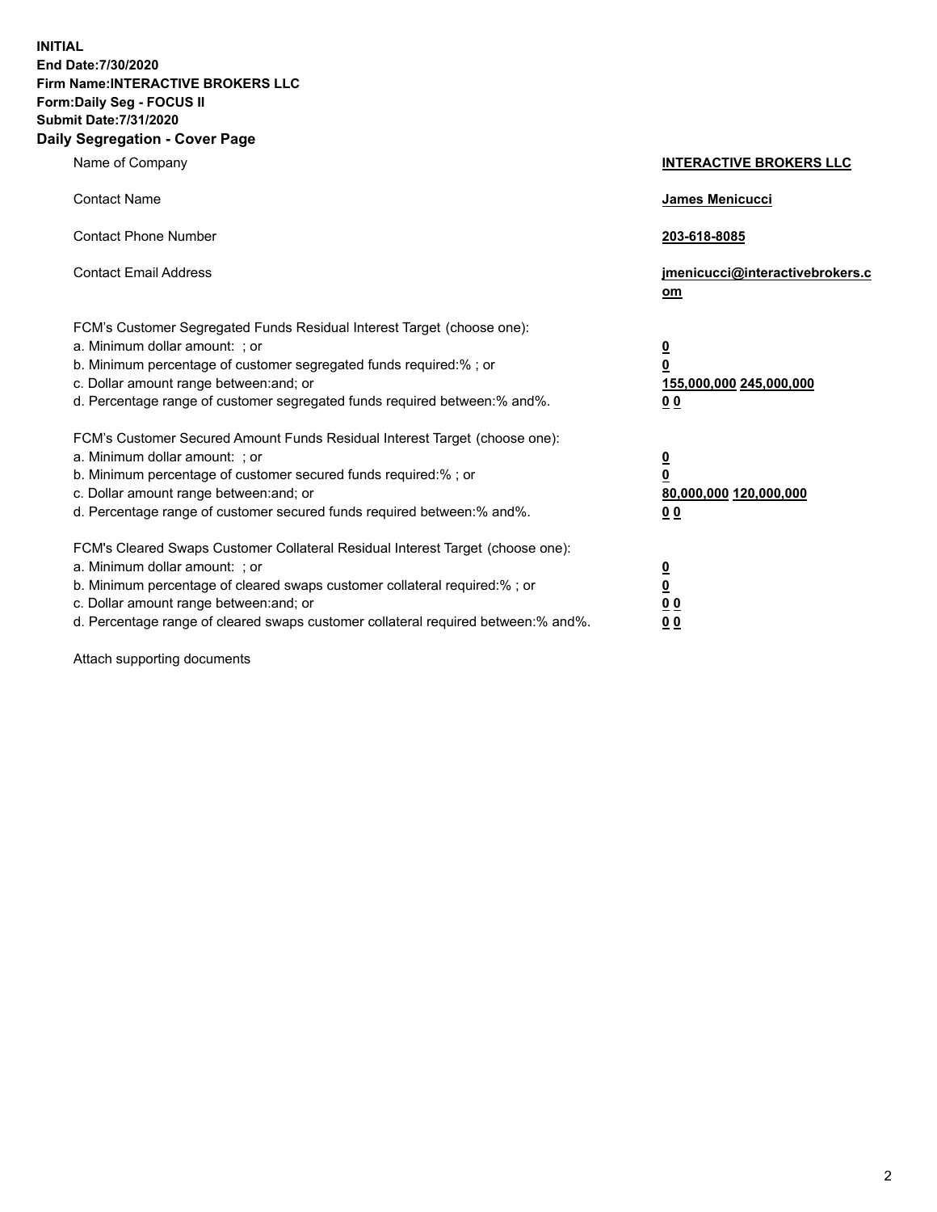**INITIAL**
**End Date:7/30/2020**
**Firm Name:INTERACTIVE BROKERS LLC**
**Form:Daily Seg - FOCUS II**
**Submit Date:7/31/2020**

## Daily Segregation - Cover Page

| | |
|---|---|
| Name of Company | **INTERACTIVE BROKERS LLC** |
| Contact Name | **James Menicucci** |
| Contact Phone Number | **203-618-8085** |
| Contact Email Address | **jmenicucci@interactivebrokers.com** |

FCM's Customer Segregated Funds Residual Interest Target (choose one):

| | |
|---|---|
| a. Minimum dollar amount: ; or | **0** |
| b. Minimum percentage of customer segregated funds required:% ; or | **0** |
| c. Dollar amount range between:and; or | **155,000,000 245,000,000** |
| d. Percentage range of customer segregated funds required between:% and%. | **0 0** |

FCM's Customer Secured Amount Funds Residual Interest Target (choose one):

| | |
|---|---|
| a. Minimum dollar amount: ; or | **0** |
| b. Minimum percentage of customer secured funds required:% ; or | **0** |
| c. Dollar amount range between:and; or | **80,000,000 120,000,000** |
| d. Percentage range of customer secured funds required between:% and%. | **0 0** |

FCM's Cleared Swaps Customer Collateral Residual Interest Target (choose one):

| | |
|---|---|
| a. Minimum dollar amount: ; or | **0** |
| b. Minimum percentage of cleared swaps customer collateral required:% ; or | **0** |
| c. Dollar amount range between:and; or | **0 0** |
| d. Percentage range of cleared swaps customer collateral required between:% and%. | **0 0** |

Attach supporting documents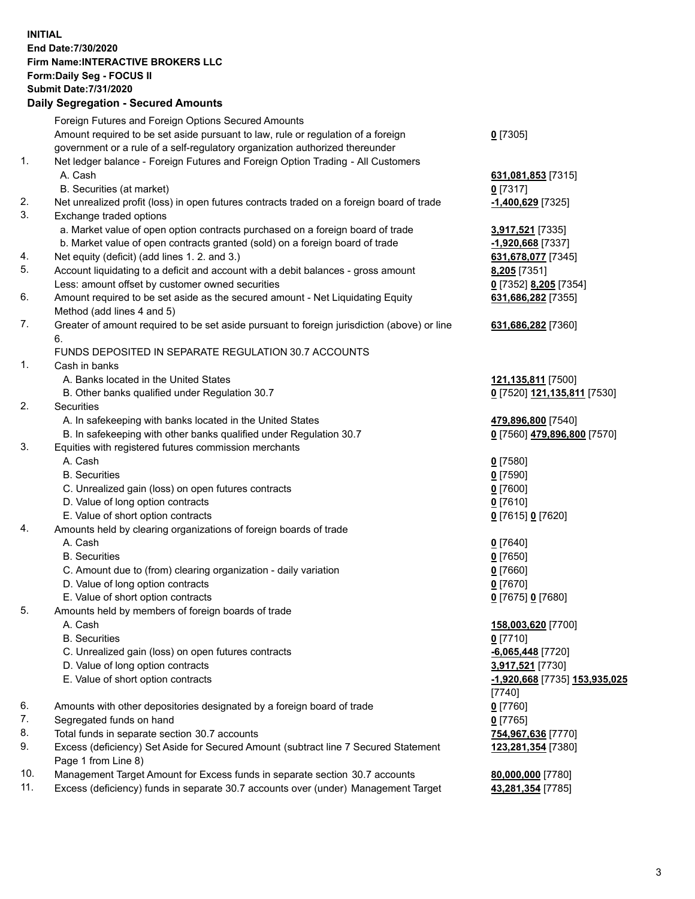**INITIAL**
**End Date:7/30/2020**
**Firm Name:INTERACTIVE BROKERS LLC**
**Form:Daily Seg - FOCUS II**
**Submit Date:7/31/2020**

## Daily Segregation - Secured Amounts

| | | |
|---|---|---|
| | Foreign Futures and Foreign Options Secured Amounts | |
| | Amount required to be set aside pursuant to law, rule or regulation of a foreign government or a rule of a self-regulatory organization authorized thereunder | **0** [7305] |
| 1. | Net ledger balance - Foreign Futures and Foreign Option Trading - All Customers | |
| | A. Cash | **631,081,853** [7315] |
| | B. Securities (at market) | **0** [7317] |
| 2. | Net unrealized profit (loss) in open futures contracts traded on a foreign board of trade | **-1,400,629** [7325] |
| 3. | Exchange traded options | |
| | a. Market value of open option contracts purchased on a foreign board of trade | **3,917,521** [7335] |
| | b. Market value of open contracts granted (sold) on a foreign board of trade | **-1,920,668** [7337] |
| 4. | Net equity (deficit) (add lines 1. 2. and 3.) | **631,678,077** [7345] |
| 5. | Account liquidating to a deficit and account with a debit balances - gross amount | **8,205** [7351] |
| | Less: amount offset by customer owned securities | **0** [7352] **8,205** [7354] |
| 6. | Amount required to be set aside as the secured amount - Net Liquidating Equity Method (add lines 4 and 5) | **631,686,282** [7355] |
| 7. | Greater of amount required to be set aside pursuant to foreign jurisdiction (above) or line 6. | **631,686,282** [7360] |
| | FUNDS DEPOSITED IN SEPARATE REGULATION 30.7 ACCOUNTS | |
| 1. | Cash in banks | |
| | A. Banks located in the United States | **121,135,811** [7500] |
| | B. Other banks qualified under Regulation 30.7 | **0** [7520] **121,135,811** [7530] |
| 2. | Securities | |
| | A. In safekeeping with banks located in the United States | **479,896,800** [7540] |
| | B. In safekeeping with other banks qualified under Regulation 30.7 | **0** [7560] **479,896,800** [7570] |
| 3. | Equities with registered futures commission merchants | |
| | A. Cash | **0** [7580] |
| | B. Securities | **0** [7590] |
| | C. Unrealized gain (loss) on open futures contracts | **0** [7600] |
| | D. Value of long option contracts | **0** [7610] |
| | E. Value of short option contracts | **0** [7615] **0** [7620] |
| 4. | Amounts held by clearing organizations of foreign boards of trade | |
| | A. Cash | **0** [7640] |
| | B. Securities | **0** [7650] |
| | C. Amount due to (from) clearing organization - daily variation | **0** [7660] |
| | D. Value of long option contracts | **0** [7670] |
| | E. Value of short option contracts | **0** [7675] **0** [7680] |
| 5. | Amounts held by members of foreign boards of trade | |
| | A. Cash | **158,003,620** [7700] |
| | B. Securities | **0** [7710] |
| | C. Unrealized gain (loss) on open futures contracts | **-6,065,448** [7720] |
| | D. Value of long option contracts | **3,917,521** [7730] |
| | E. Value of short option contracts | **-1,920,668** [7735] **153,935,025** [7740] |
| 6. | Amounts with other depositories designated by a foreign board of trade | **0** [7760] |
| 7. | Segregated funds on hand | **0** [7765] |
| 8. | Total funds in separate section 30.7 accounts | **754,967,636** [7770] |
| 9. | Excess (deficiency) Set Aside for Secured Amount (subtract line 7 Secured Statement Page 1 from Line 8) | **123,281,354** [7380] |
| 10. | Management Target Amount for Excess funds in separate section 30.7 accounts | **80,000,000** [7780] |
| 11. | Excess (deficiency) funds in separate 30.7 accounts over (under) Management Target | **43,281,354** [7785] |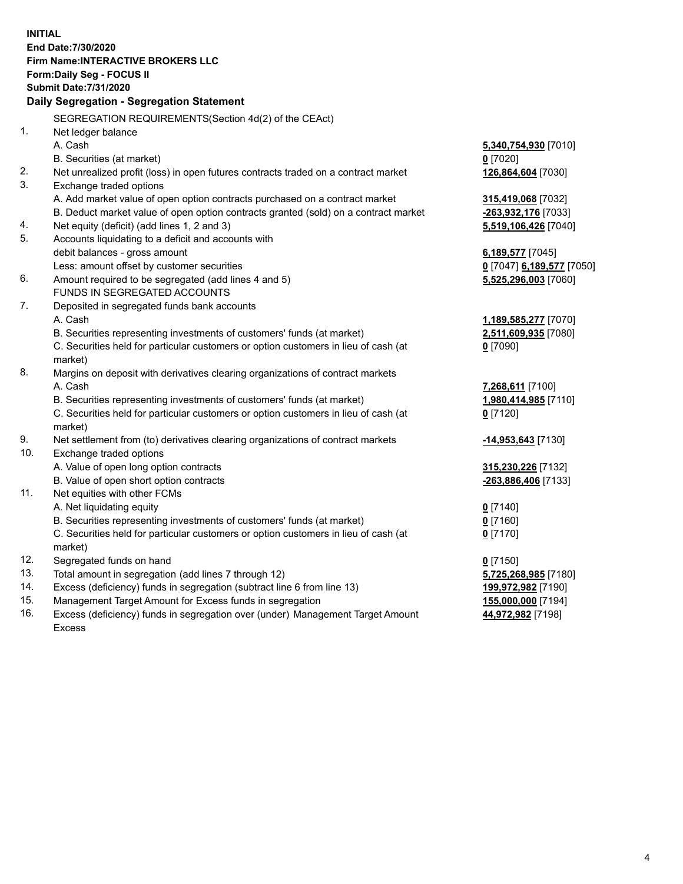**INITIAL**
**End Date:7/30/2020**
**Firm Name:INTERACTIVE BROKERS LLC**
**Form:Daily Seg - FOCUS II**
**Submit Date:7/31/2020**

**Daily Segregation - Segregation Statement**

| | | |
|---|---|---|
| | SEGREGATION REQUIREMENTS(Section 4d(2) of the CEAct) | |
| 1. | Net ledger balance | |
| | A. Cash | **5,340,754,930** [7010] |
| | B. Securities (at market) | **0** [7020] |
| 2. | Net unrealized profit (loss) in open futures contracts traded on a contract market | **126,864,604** [7030] |
| 3. | Exchange traded options | |
| | A. Add market value of open option contracts purchased on a contract market | **315,419,068** [7032] |
| | B. Deduct market value of open option contracts granted (sold) on a contract market | **-263,932,176** [7033] |
| 4. | Net equity (deficit) (add lines 1, 2 and 3) | **5,519,106,426** [7040] |
| 5. | Accounts liquidating to a deficit and accounts with | |
| | debit balances - gross amount | **6,189,577** [7045] |
| | Less: amount offset by customer securities | **0** [7047] **6,189,577** [7050] |
| 6. | Amount required to be segregated (add lines 4 and 5) | **5,525,296,003** [7060] |
| | FUNDS IN SEGREGATED ACCOUNTS | |
| 7. | Deposited in segregated funds bank accounts | |
| | A. Cash | **1,189,585,277** [7070] |
| | B. Securities representing investments of customers' funds (at market) | **2,511,609,935** [7080] |
| | C. Securities held for particular customers or option customers in lieu of cash (at market) | **0** [7090] |
| 8. | Margins on deposit with derivatives clearing organizations of contract markets | |
| | A. Cash | **7,268,611** [7100] |
| | B. Securities representing investments of customers' funds (at market) | **1,980,414,985** [7110] |
| | C. Securities held for particular customers or option customers in lieu of cash (at market) | **0** [7120] |
| 9. | Net settlement from (to) derivatives clearing organizations of contract markets | **-14,953,643** [7130] |
| 10. | Exchange traded options | |
| | A. Value of open long option contracts | **315,230,226** [7132] |
| | B. Value of open short option contracts | **-263,886,406** [7133] |
| 11. | Net equities with other FCMs | |
| | A. Net liquidating equity | **0** [7140] |
| | B. Securities representing investments of customers' funds (at market) | **0** [7160] |
| | C. Securities held for particular customers or option customers in lieu of cash (at market) | **0** [7170] |
| 12. | Segregated funds on hand | **0** [7150] |
| 13. | Total amount in segregation (add lines 7 through 12) | **5,725,268,985** [7180] |
| 14. | Excess (deficiency) funds in segregation (subtract line 6 from line 13) | **199,972,982** [7190] |
| 15. | Management Target Amount for Excess funds in segregation | **155,000,000** [7194] |
| 16. | Excess (deficiency) funds in segregation over (under) Management Target Amount Excess | **44,972,982** [7198] |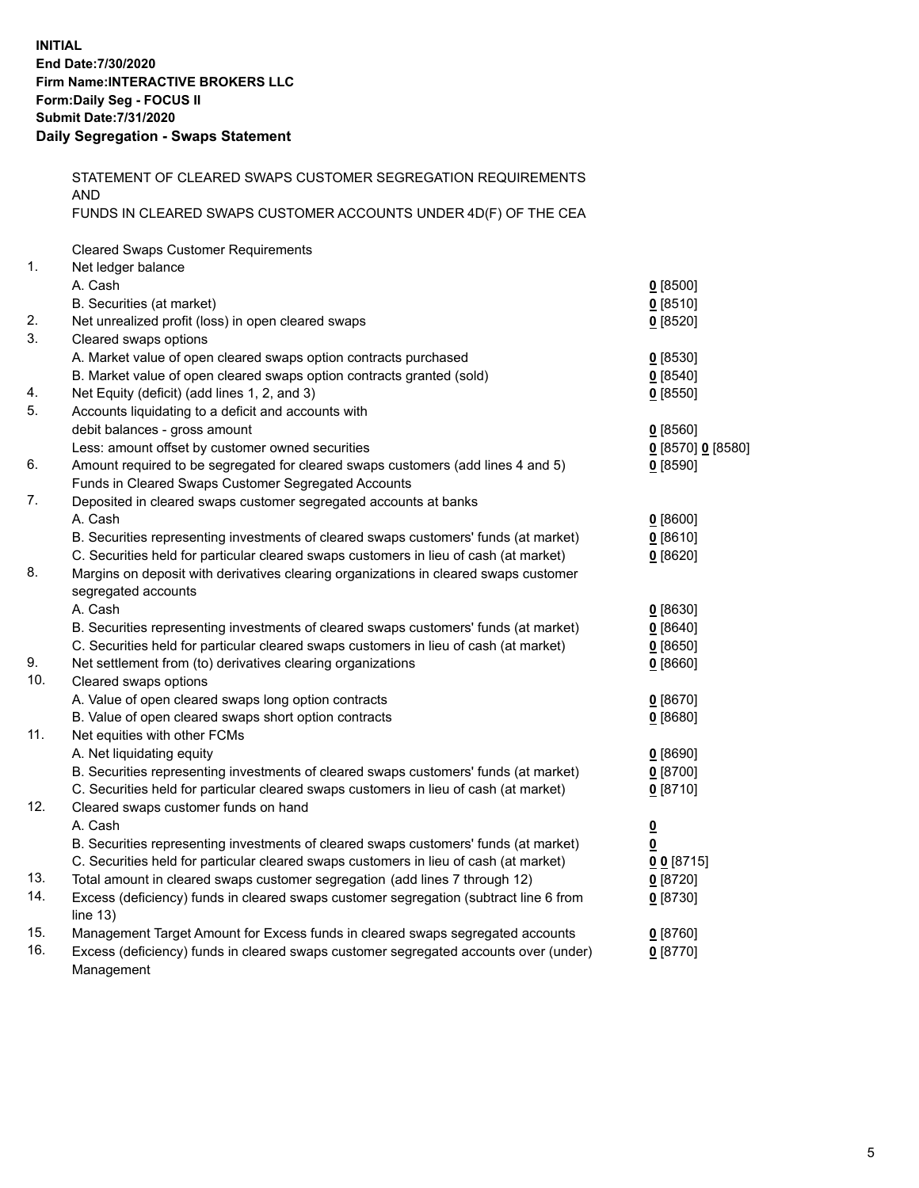**INITIAL**
**End Date:7/30/2020**
**Firm Name:INTERACTIVE BROKERS LLC**
**Form:Daily Seg - FOCUS II**
**Submit Date:7/31/2020**
**Daily Segregation - Swaps Statement**

STATEMENT OF CLEARED SWAPS CUSTOMER SEGREGATION REQUIREMENTS AND FUNDS IN CLEARED SWAPS CUSTOMER ACCOUNTS UNDER 4D(F) OF THE CEA

| | | |
|---|---|---|
| | Cleared Swaps Customer Requirements | |
| 1. | Net ledger balance | |
| | A. Cash | 0 [8500] |
| | B. Securities (at market) | 0 [8510] |
| 2. | Net unrealized profit (loss) in open cleared swaps | 0 [8520] |
| 3. | Cleared swaps options | |
| | A. Market value of open cleared swaps option contracts purchased | 0 [8530] |
| | B. Market value of open cleared swaps option contracts granted (sold) | 0 [8540] |
| 4. | Net Equity (deficit) (add lines 1, 2, and 3) | 0 [8550] |
| 5. | Accounts liquidating to a deficit and accounts with debit balances - gross amount | 0 [8560] |
| | Less: amount offset by customer owned securities | 0 [8570] 0 [8580] |
| 6. | Amount required to be segregated for cleared swaps customers (add lines 4 and 5) | 0 [8590] |
| | Funds in Cleared Swaps Customer Segregated Accounts | |
| 7. | Deposited in cleared swaps customer segregated accounts at banks | |
| | A. Cash | 0 [8600] |
| | B. Securities representing investments of cleared swaps customers' funds (at market) | 0 [8610] |
| | C. Securities held for particular cleared swaps customers in lieu of cash (at market) | 0 [8620] |
| 8. | Margins on deposit with derivatives clearing organizations in cleared swaps customer segregated accounts | |
| | A. Cash | 0 [8630] |
| | B. Securities representing investments of cleared swaps customers' funds (at market) | 0 [8640] |
| | C. Securities held for particular cleared swaps customers in lieu of cash (at market) | 0 [8650] |
| 9. | Net settlement from (to) derivatives clearing organizations | 0 [8660] |
| 10. | Cleared swaps options | |
| | A. Value of open cleared swaps long option contracts | 0 [8670] |
| | B. Value of open cleared swaps short option contracts | 0 [8680] |
| 11. | Net equities with other FCMs | |
| | A. Net liquidating equity | 0 [8690] |
| | B. Securities representing investments of cleared swaps customers' funds (at market) | 0 [8700] |
| | C. Securities held for particular cleared swaps customers in lieu of cash (at market) | 0 [8710] |
| 12. | Cleared swaps customer funds on hand | |
| | A. Cash | 0 |
| | B. Securities representing investments of cleared swaps customers' funds (at market) | 0 |
| | C. Securities held for particular cleared swaps customers in lieu of cash (at market) | 0 0 [8715] |
| 13. | Total amount in cleared swaps customer segregation (add lines 7 through 12) | 0 [8720] |
| 14. | Excess (deficiency) funds in cleared swaps customer segregation (subtract line 6 from line 13) | 0 [8730] |
| 15. | Management Target Amount for Excess funds in cleared swaps segregated accounts | 0 [8760] |
| 16. | Excess (deficiency) funds in cleared swaps customer segregated accounts over (under) Management | 0 [8770] |